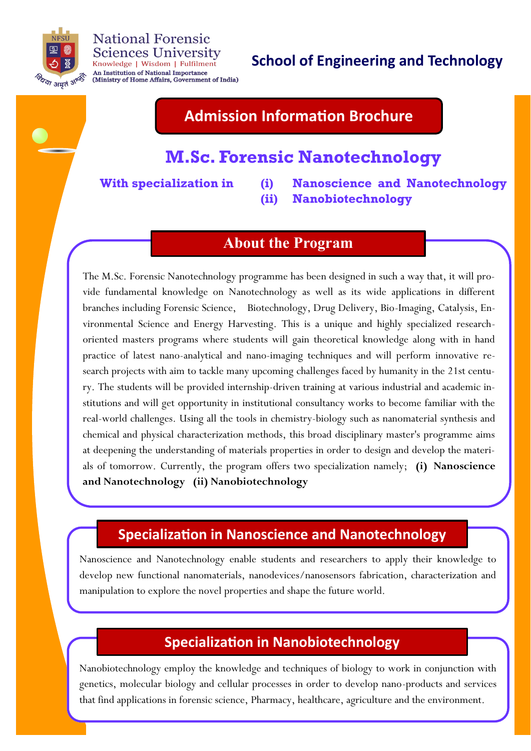National Forensic Sciences University

Knowledge | Wisdom | Fulfilment

An Institution of National Importance
(Ministry of Home Affairs, Government of India)

**School of Engineering and Technology**

## Admission Information Brochure

# M.Sc. Forensic Nanotechnology

**With specialization in**
**(i) Nanoscience and Nanotechnology**
**(ii) Nanobiotechnology**

## About the Program

The M.Sc. Forensic Nanotechnology programme has been designed in such a way that, it will provide fundamental knowledge on Nanotechnology as well as its wide applications in different branches including Forensic Science, Biotechnology, Drug Delivery, Bio-Imaging, Catalysis, Environmental Science and Energy Harvesting. This is a unique and highly specialized research-oriented masters programs where students will gain theoretical knowledge along with in hand practice of latest nano-analytical and nano-imaging techniques and will perform innovative research projects with aim to tackle many upcoming challenges faced by humanity in the 21st century. The students will be provided internship-driven training at various industrial and academic institutions and will get opportunity in institutional consultancy works to become familiar with the real-world challenges. Using all the tools in chemistry-biology such as nanomaterial synthesis and chemical and physical characterization methods, this broad disciplinary master's programme aims at deepening the understanding of materials properties in order to design and develop the materials of tomorrow. Currently, the program offers two specialization namely; **(i) Nanoscience and Nanotechnology (ii) Nanobiotechnology**

## Specialization in Nanoscience and Nanotechnology

Nanoscience and Nanotechnology enable students and researchers to apply their knowledge to develop new functional nanomaterials, nanodevices/nanosensors fabrication, characterization and manipulation to explore the novel properties and shape the future world.

## Specialization in Nanobiotechnology

Nanobiotechnology employ the knowledge and techniques of biology to work in conjunction with genetics, molecular biology and cellular processes in order to develop nano-products and services that find applications in forensic science, Pharmacy, healthcare, agriculture and the environment.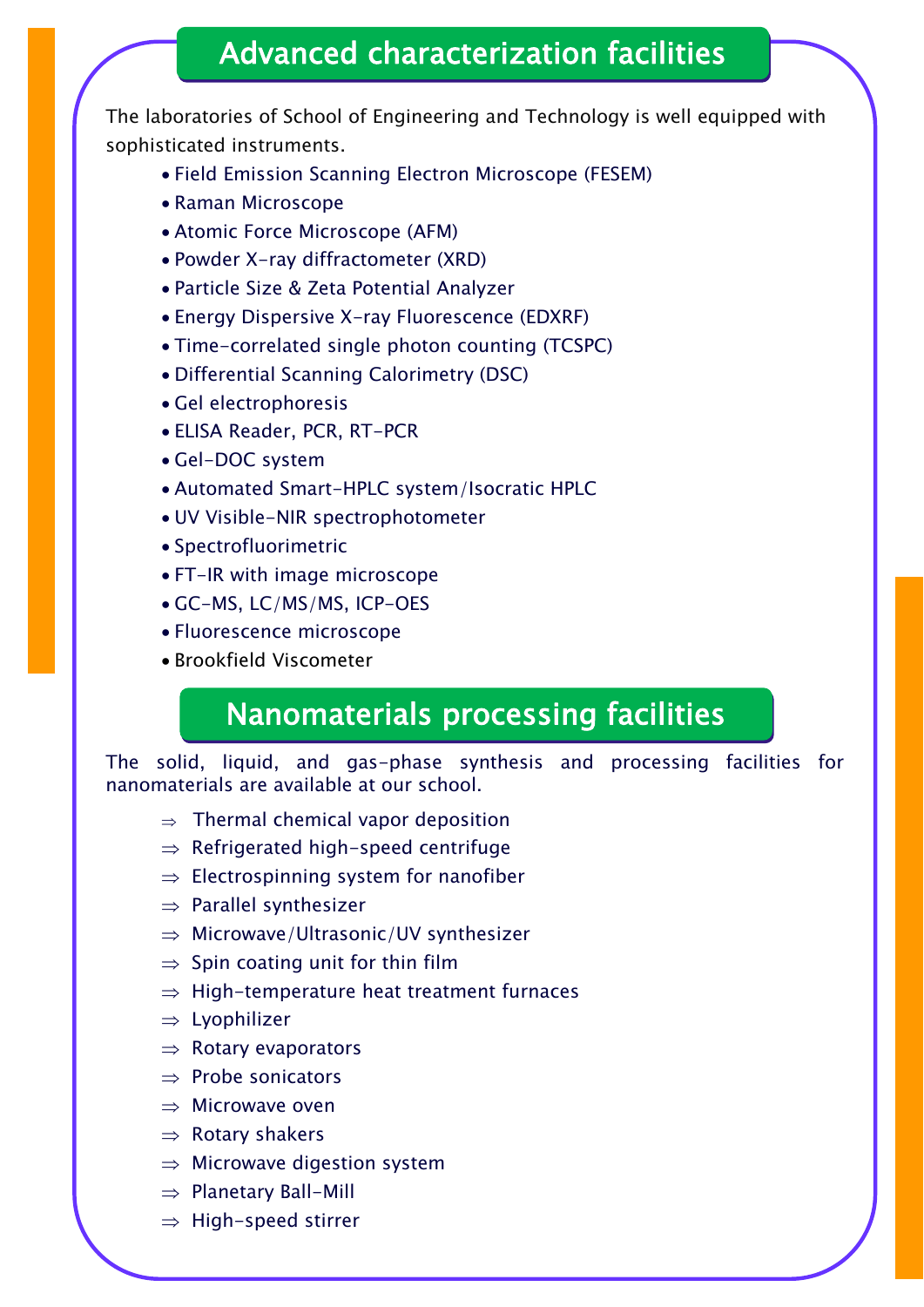## Advanced characterization facilities

The laboratories of School of Engineering and Technology is well equipped with sophisticated instruments.

- Field Emission Scanning Electron Microscope (FESEM)
- Raman Microscope
- Atomic Force Microscope (AFM)
- Powder X-ray diffractometer (XRD)
- Particle Size & Zeta Potential Analyzer
- Energy Dispersive X-ray Fluorescence (EDXRF)
- Time-correlated single photon counting (TCSPC)
- Differential Scanning Calorimetry (DSC)
- Gel electrophoresis
- ELISA Reader, PCR, RT-PCR
- Gel-DOC system
- Automated Smart-HPLC system/Isocratic HPLC
- UV Visible-NIR spectrophotometer
- Spectrofluorimetric
- FT-IR with image microscope
- GC-MS, LC/MS/MS, ICP-OES
- Fluorescence microscope
- Brookfield Viscometer

## Nanomaterials processing facilities

The solid, liquid, and gas-phase synthesis and processing facilities for nanomaterials are available at our school.

⇒ Thermal chemical vapor deposition
⇒ Refrigerated high-speed centrifuge
⇒ Electrospinning system for nanofiber
⇒ Parallel synthesizer
⇒ Microwave/Ultrasonic/UV synthesizer
⇒ Spin coating unit for thin film
⇒ High-temperature heat treatment furnaces
⇒ Lyophilizer
⇒ Rotary evaporators
⇒ Probe sonicators
⇒ Microwave oven
⇒ Rotary shakers
⇒ Microwave digestion system
⇒ Planetary Ball-Mill
⇒ High-speed stirrer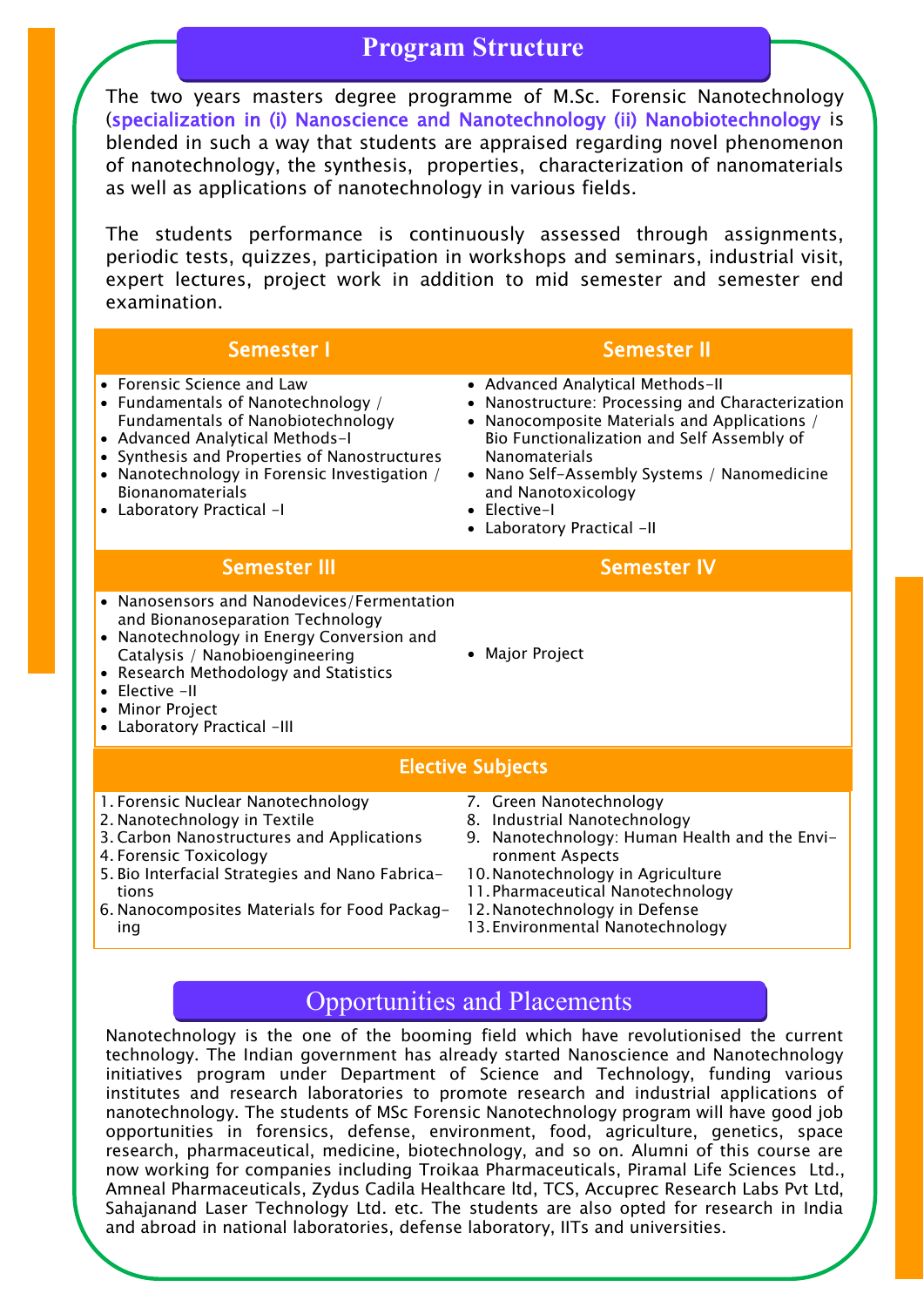## Program Structure

The two years masters degree programme of M.Sc. Forensic Nanotechnology (specialization in (i) Nanoscience and Nanotechnology (ii) Nanobiotechnology is blended in such a way that students are appraised regarding novel phenomenon of nanotechnology, the synthesis, properties, characterization of nanomaterials as well as applications of nanotechnology in various fields.

The students performance is continuously assessed through assignments, periodic tests, quizzes, participation in workshops and seminars, industrial visit, expert lectures, project work in addition to mid semester and semester end examination.

### Semester I

- Forensic Science and Law
- Fundamentals of Nanotechnology / Fundamentals of Nanobiotechnology
- Advanced Analytical Methods-I
- Synthesis and Properties of Nanostructures
- Nanotechnology in Forensic Investigation / Bionanomaterials
- Laboratory Practical -I

### Semester II

- Advanced Analytical Methods-II
- Nanostructure: Processing and Characterization
- Nanocomposite Materials and Applications / Bio Functionalization and Self Assembly of Nanomaterials
- Nano Self-Assembly Systems / Nanomedicine and Nanotoxicology
- Elective-I
- Laboratory Practical -II

### Semester III

- Nanosensors and Nanodevices/Fermentation and Bionanoseparation Technology
- Nanotechnology in Energy Conversion and Catalysis / Nanobioengineering
- Research Methodology and Statistics
- Elective -II
- Minor Project
- Laboratory Practical -III

### Semester IV

- Major Project

### Elective Subjects

1. Forensic Nuclear Nanotechnology
2. Nanotechnology in Textile
3. Carbon Nanostructures and Applications
4. Forensic Toxicology
5. Bio Interfacial Strategies and Nano Fabrications
6. Nanocomposites Materials for Food Packaging
7. Green Nanotechnology
8. Industrial Nanotechnology
9. Nanotechnology: Human Health and the Environment Aspects
10. Nanotechnology in Agriculture
11. Pharmaceutical Nanotechnology
12. Nanotechnology in Defense
13. Environmental Nanotechnology

## Opportunities and Placements

Nanotechnology is the one of the booming field which have revolutionised the current technology. The Indian government has already started Nanoscience and Nanotechnology initiatives program under Department of Science and Technology, funding various institutes and research laboratories to promote research and industrial applications of nanotechnology. The students of MSc Forensic Nanotechnology program will have good job opportunities in forensics, defense, environment, food, agriculture, genetics, space research, pharmaceutical, medicine, biotechnology, and so on. Alumni of this course are now working for companies including Troikaa Pharmaceuticals, Piramal Life Sciences Ltd., Amneal Pharmaceuticals, Zydus Cadila Healthcare ltd, TCS, Accuprec Research Labs Pvt Ltd, Sahajanand Laser Technology Ltd. etc. The students are also opted for research in India and abroad in national laboratories, defense laboratory, IITs and universities.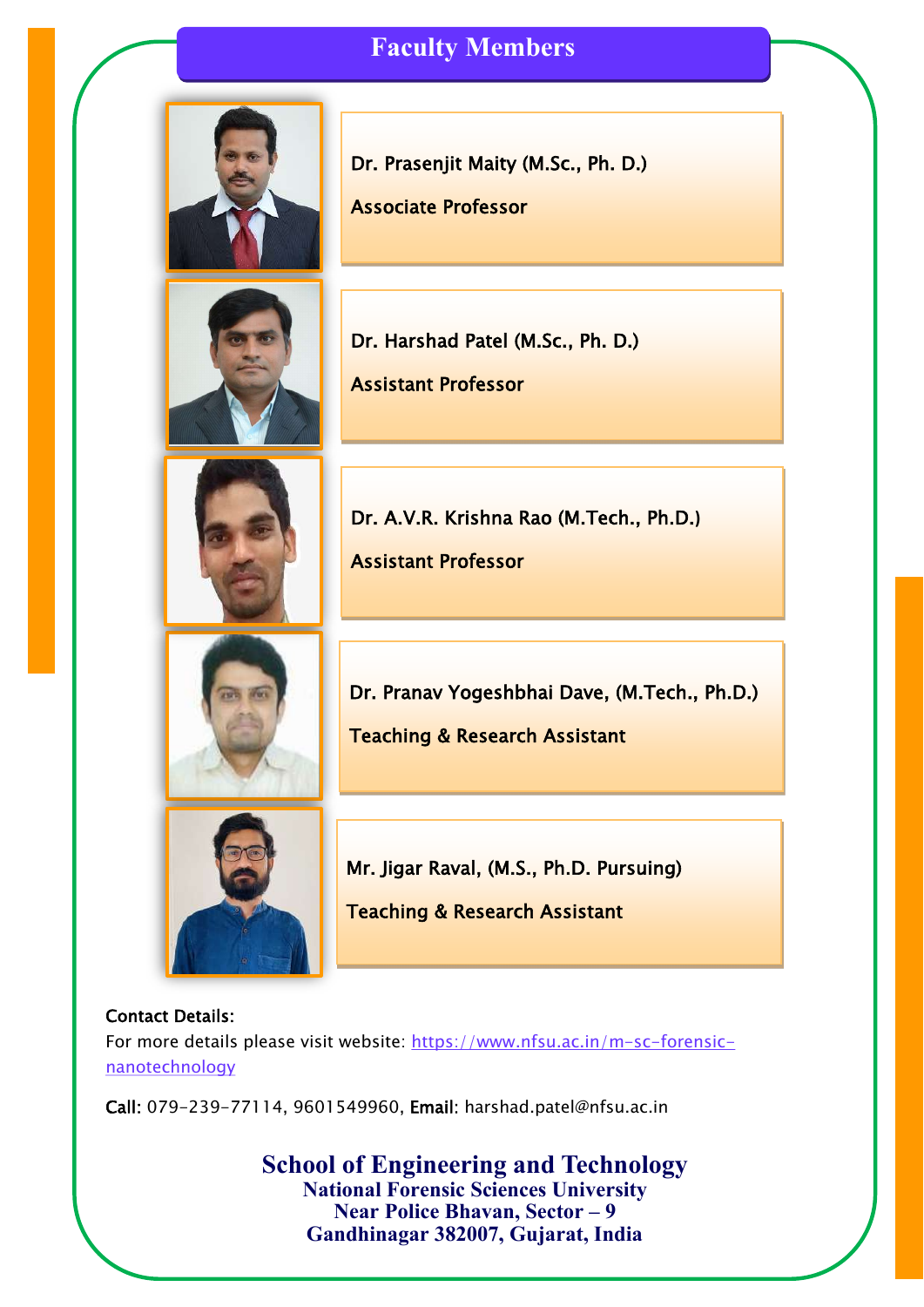# Faculty Members

**Dr. Prasenjit Maity (M.Sc., Ph. D.)**

**Associate Professor**

**Dr. Harshad Patel (M.Sc., Ph. D.)**

**Assistant Professor**

**Dr. A.V.R. Krishna Rao (M.Tech., Ph.D.)**

**Assistant Professor**

**Dr. Pranav Yogeshbhai Dave, (M.Tech., Ph.D.)**

**Teaching & Research Assistant**

**Mr. Jigar Raval, (M.S., Ph.D. Pursuing)**

**Teaching & Research Assistant**

**Contact Details:**

For more details please visit website: [https://www.nfsu.ac.in/m-sc-forensic-nanotechnology](https://www.nfsu.ac.in/m-sc-forensic-nanotechnology)

**Call:** 079-239-77114, 9601549960, **Email:** harshad.patel@nfsu.ac.in

**School of Engineering and Technology**
**National Forensic Sciences University**
**Near Police Bhavan, Sector – 9**
**Gandhinagar 382007, Gujarat, India**